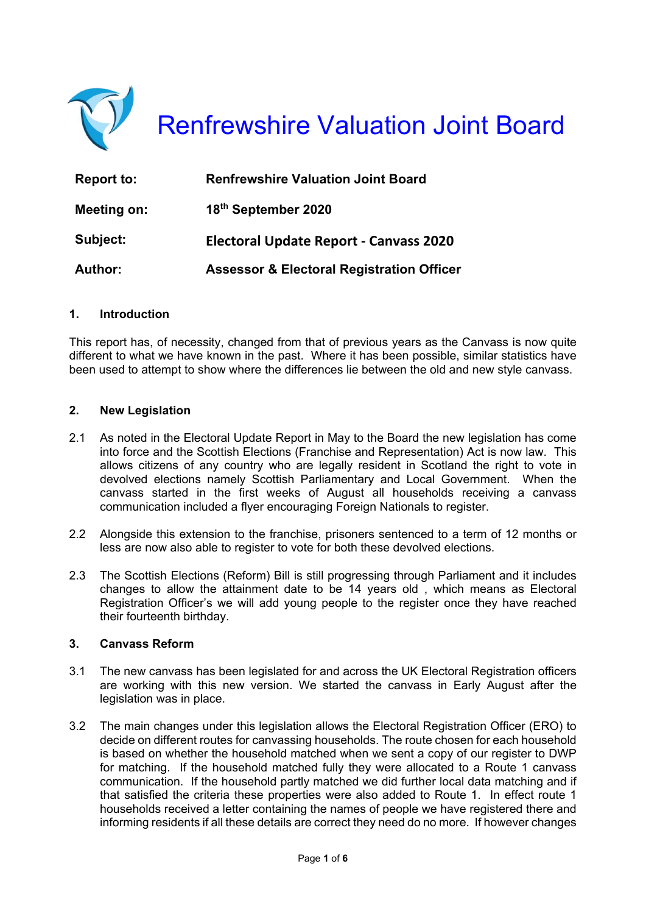# Renfrewshire Valuation Joint Board

| | |
|---|---|
| **Report to:** | **Renfrewshire Valuation Joint Board** |
| **Meeting on:** | **18th September 2020** |
| **Subject:** | **Electoral Update Report - Canvass 2020** |
| **Author:** | **Assessor & Electoral Registration Officer** |

## 1. Introduction

This report has, of necessity, changed from that of previous years as the Canvass is now quite different to what we have known in the past. Where it has been possible, similar statistics have been used to attempt to show where the differences lie between the old and new style canvass.

## 2. New Legislation

2.1 As noted in the Electoral Update Report in May to the Board the new legislation has come into force and the Scottish Elections (Franchise and Representation) Act is now law. This allows citizens of any country who are legally resident in Scotland the right to vote in devolved elections namely Scottish Parliamentary and Local Government. When the canvass started in the first weeks of August all households receiving a canvass communication included a flyer encouraging Foreign Nationals to register.

2.2 Alongside this extension to the franchise, prisoners sentenced to a term of 12 months or less are now also able to register to vote for both these devolved elections.

2.3 The Scottish Elections (Reform) Bill is still progressing through Parliament and it includes changes to allow the attainment date to be 14 years old , which means as Electoral Registration Officer's we will add young people to the register once they have reached their fourteenth birthday.

## 3. Canvass Reform

3.1 The new canvass has been legislated for and across the UK Electoral Registration officers are working with this new version. We started the canvass in Early August after the legislation was in place.

3.2 The main changes under this legislation allows the Electoral Registration Officer (ERO) to decide on different routes for canvassing households. The route chosen for each household is based on whether the household matched when we sent a copy of our register to DWP for matching. If the household matched fully they were allocated to a Route 1 canvass communication. If the household partly matched we did further local data matching and if that satisfied the criteria these properties were also added to Route 1. In effect route 1 households received a letter containing the names of people we have registered there and informing residents if all these details are correct they need do no more. If however changes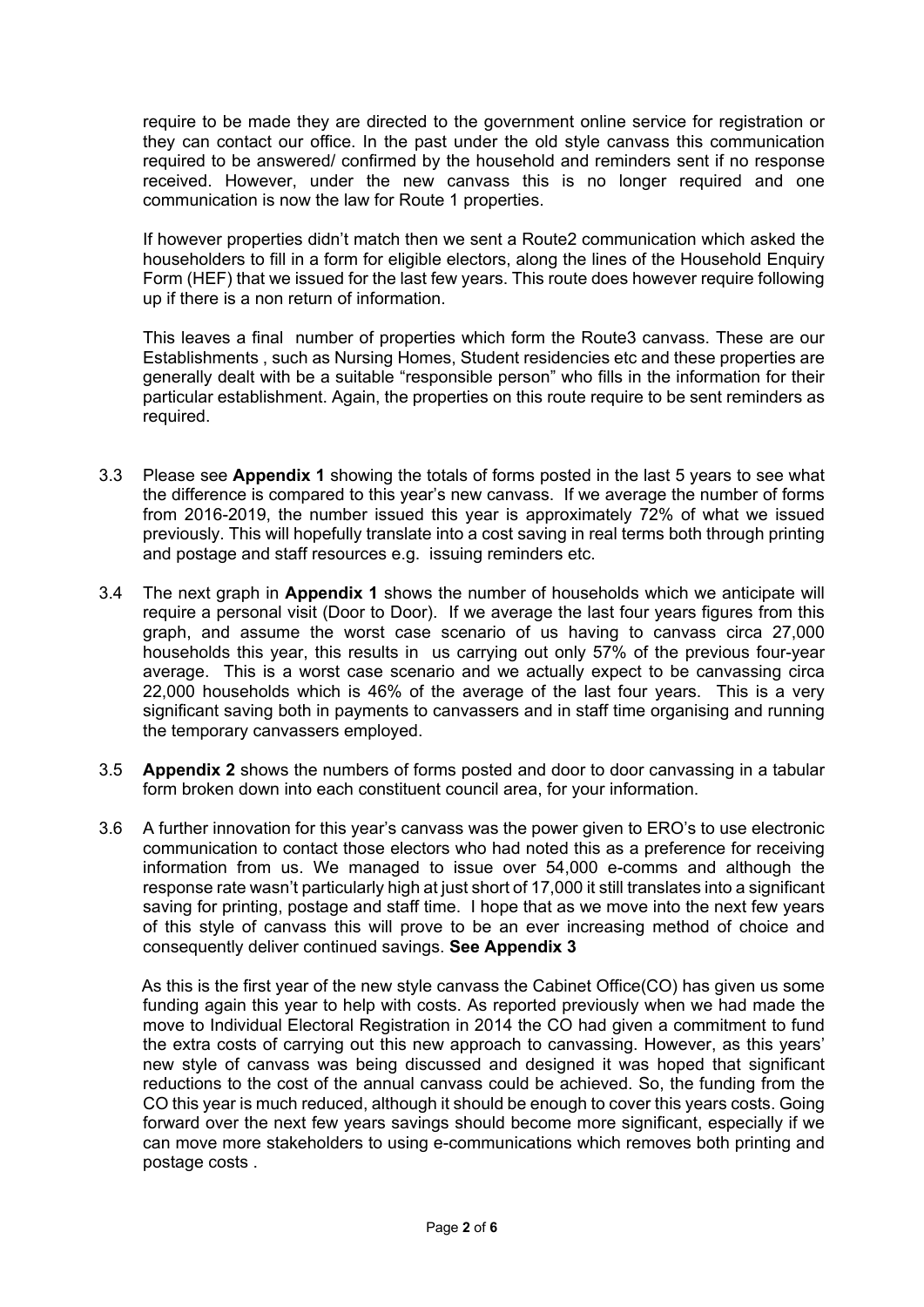require to be made they are directed to the government online service for registration or they can contact our office. In the past under the old style canvass this communication required to be answered/ confirmed by the household and reminders sent if no response received. However, under the new canvass this is no longer required and one communication is now the law for Route 1 properties.

If however properties didn't match then we sent a Route2 communication which asked the householders to fill in a form for eligible electors, along the lines of the Household Enquiry Form (HEF) that we issued for the last few years. This route does however require following up if there is a non return of information.

This leaves a final number of properties which form the Route3 canvass. These are our Establishments , such as Nursing Homes, Student residencies etc and these properties are generally dealt with be a suitable "responsible person" who fills in the information for their particular establishment. Again, the properties on this route require to be sent reminders as required.

3.3 Please see **Appendix 1** showing the totals of forms posted in the last 5 years to see what the difference is compared to this year's new canvass. If we average the number of forms from 2016-2019, the number issued this year is approximately 72% of what we issued previously. This will hopefully translate into a cost saving in real terms both through printing and postage and staff resources e.g. issuing reminders etc.

3.4 The next graph in **Appendix 1** shows the number of households which we anticipate will require a personal visit (Door to Door). If we average the last four years figures from this graph, and assume the worst case scenario of us having to canvass circa 27,000 households this year, this results in us carrying out only 57% of the previous four-year average. This is a worst case scenario and we actually expect to be canvassing circa 22,000 households which is 46% of the average of the last four years. This is a very significant saving both in payments to canvassers and in staff time organising and running the temporary canvassers employed.

3.5 **Appendix 2** shows the numbers of forms posted and door to door canvassing in a tabular form broken down into each constituent council area, for your information.

3.6 A further innovation for this year's canvass was the power given to ERO's to use electronic communication to contact those electors who had noted this as a preference for receiving information from us. We managed to issue over 54,000 e-comms and although the response rate wasn't particularly high at just short of 17,000 it still translates into a significant saving for printing, postage and staff time. I hope that as we move into the next few years of this style of canvass this will prove to be an ever increasing method of choice and consequently deliver continued savings. **See Appendix 3**

As this is the first year of the new style canvass the Cabinet Office(CO) has given us some funding again this year to help with costs. As reported previously when we had made the move to Individual Electoral Registration in 2014 the CO had given a commitment to fund the extra costs of carrying out this new approach to canvassing. However, as this years' new style of canvass was being discussed and designed it was hoped that significant reductions to the cost of the annual canvass could be achieved. So, the funding from the CO this year is much reduced, although it should be enough to cover this years costs. Going forward over the next few years savings should become more significant, especially if we can move more stakeholders to using e-communications which removes both printing and postage costs .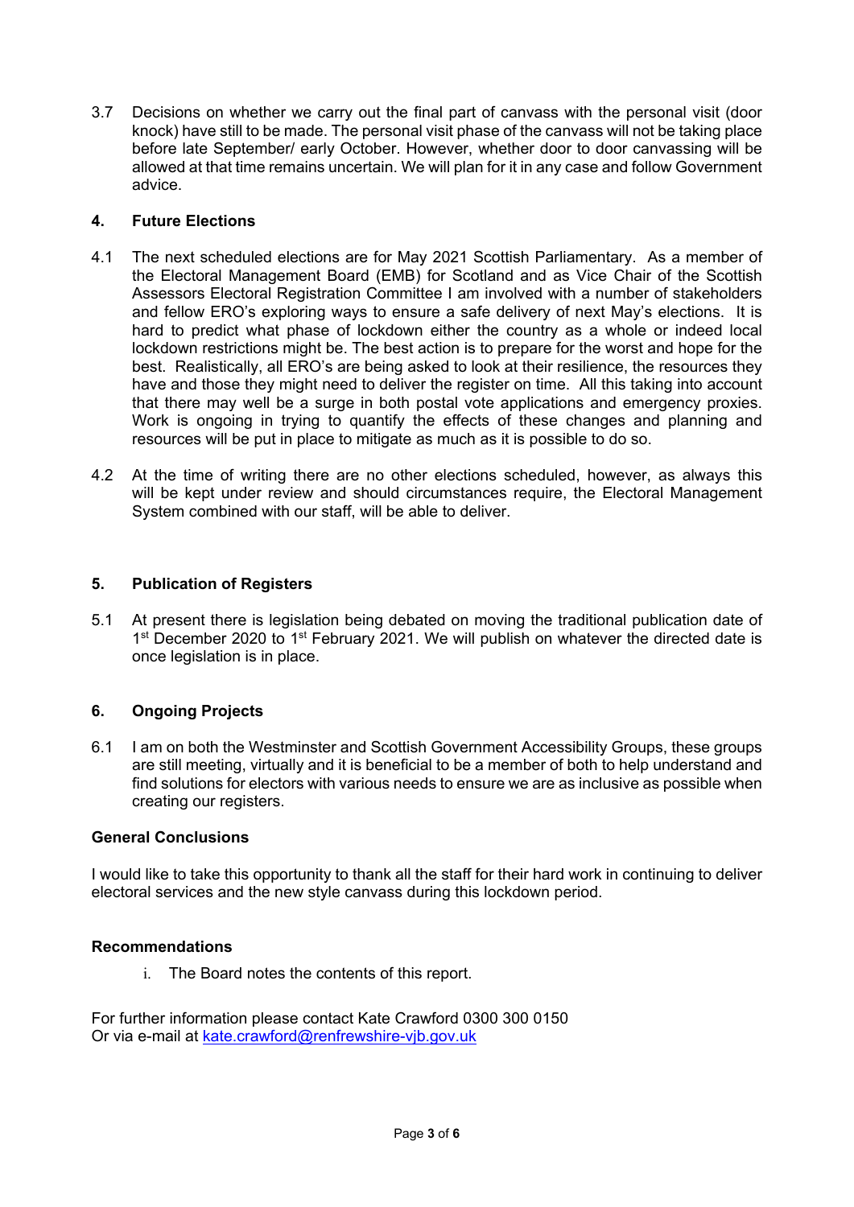3.7 Decisions on whether we carry out the final part of canvass with the personal visit (door knock) have still to be made. The personal visit phase of the canvass will not be taking place before late September/ early October. However, whether door to door canvassing will be allowed at that time remains uncertain. We will plan for it in any case and follow Government advice.

## 4. Future Elections

4.1 The next scheduled elections are for May 2021 Scottish Parliamentary. As a member of the Electoral Management Board (EMB) for Scotland and as Vice Chair of the Scottish Assessors Electoral Registration Committee I am involved with a number of stakeholders and fellow ERO's exploring ways to ensure a safe delivery of next May's elections. It is hard to predict what phase of lockdown either the country as a whole or indeed local lockdown restrictions might be. The best action is to prepare for the worst and hope for the best. Realistically, all ERO's are being asked to look at their resilience, the resources they have and those they might need to deliver the register on time. All this taking into account that there may well be a surge in both postal vote applications and emergency proxies. Work is ongoing in trying to quantify the effects of these changes and planning and resources will be put in place to mitigate as much as it is possible to do so.

4.2 At the time of writing there are no other elections scheduled, however, as always this will be kept under review and should circumstances require, the Electoral Management System combined with our staff, will be able to deliver.

## 5. Publication of Registers

5.1 At present there is legislation being debated on moving the traditional publication date of 1st December 2020 to 1st February 2021. We will publish on whatever the directed date is once legislation is in place.

## 6. Ongoing Projects

6.1 I am on both the Westminster and Scottish Government Accessibility Groups, these groups are still meeting, virtually and it is beneficial to be a member of both to help understand and find solutions for electors with various needs to ensure we are as inclusive as possible when creating our registers.

## General Conclusions

I would like to take this opportunity to thank all the staff for their hard work in continuing to deliver electoral services and the new style canvass during this lockdown period.

## Recommendations

i. The Board notes the contents of this report.

For further information please contact Kate Crawford 0300 300 0150
Or via e-mail at kate.crawford@renfrewshire-vjb.gov.uk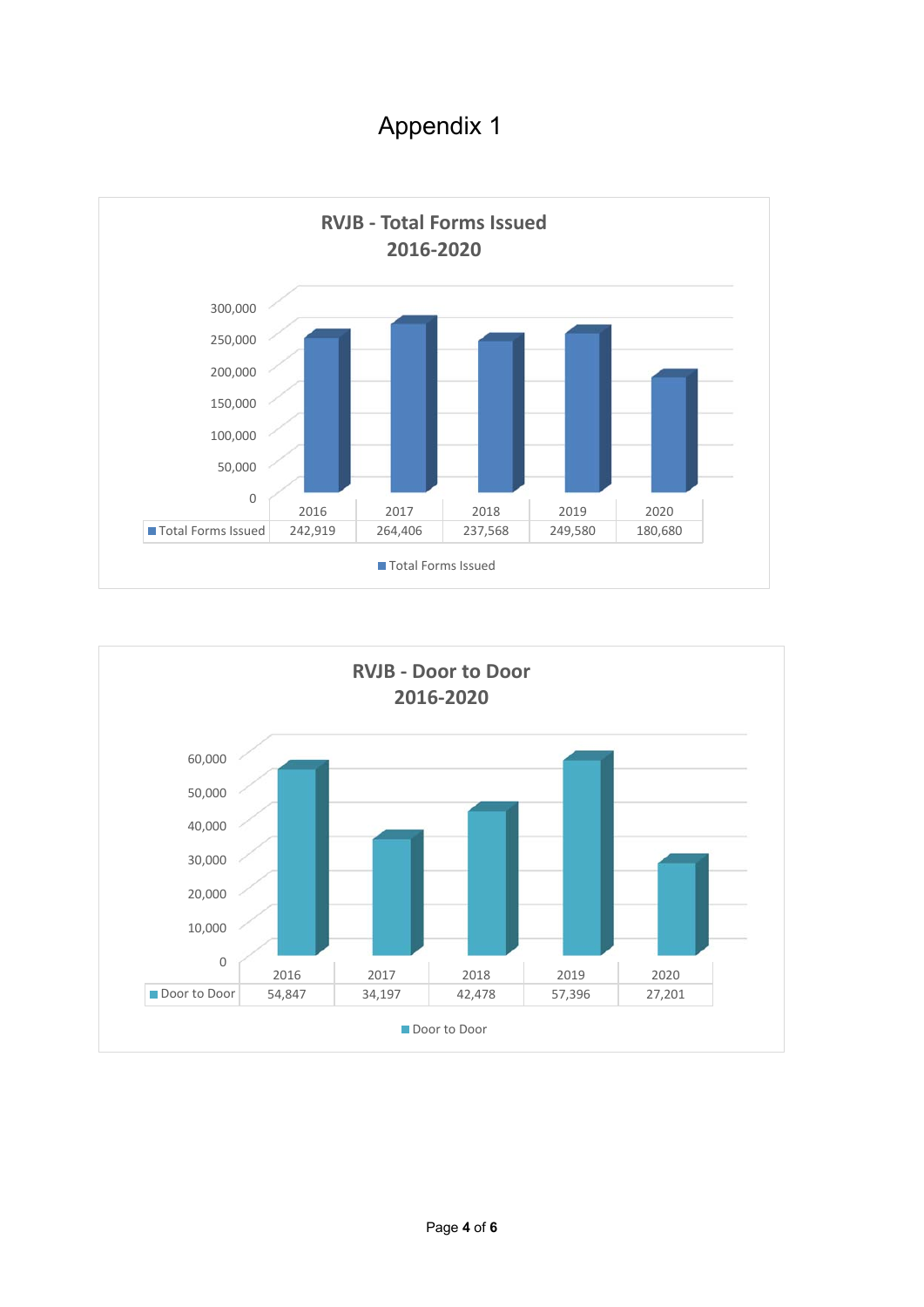# Appendix 1

**RVJB - Total Forms Issued 2016-2020**

| | 2016 | 2017 | 2018 | 2019 | 2020 |
|---|---|---|---|---|---|
| Total Forms Issued | 242,919 | 264,406 | 237,568 | 249,580 | 180,680 |

**RVJB - Door to Door 2016-2020**

| | 2016 | 2017 | 2018 | 2019 | 2020 |
|---|---|---|---|---|---|
| Door to Door | 54,847 | 34,197 | 42,478 | 57,396 | 27,201 |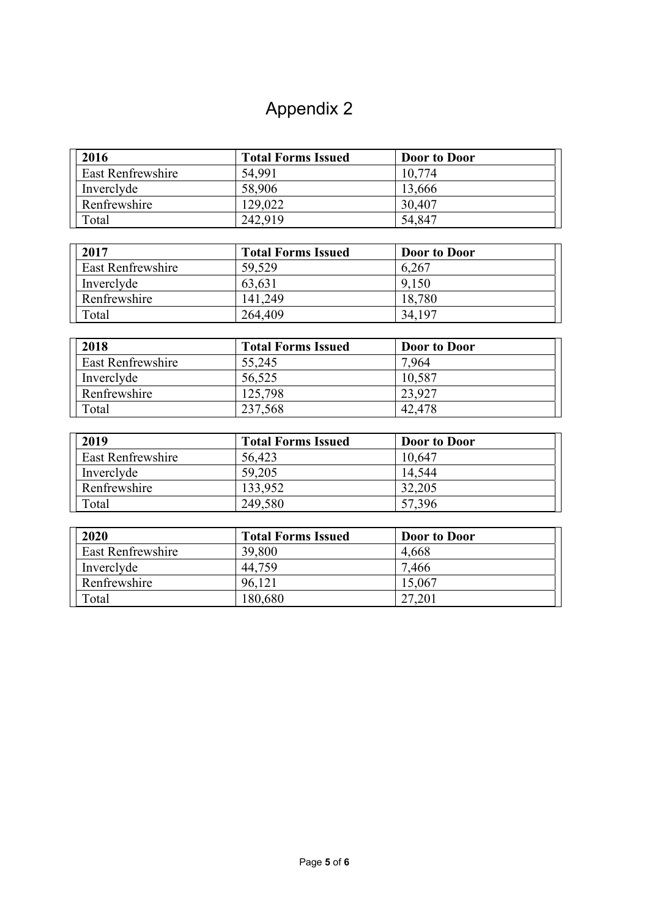# Appendix 2

| 2016 | Total Forms Issued | Door to Door |
|---|---|---|
| East Renfrewshire | 54,991 | 10,774 |
| Inverclyde | 58,906 | 13,666 |
| Renfrewshire | 129,022 | 30,407 |
| Total | 242,919 | 54,847 |

| 2017 | Total Forms Issued | Door to Door |
|---|---|---|
| East Renfrewshire | 59,529 | 6,267 |
| Inverclyde | 63,631 | 9,150 |
| Renfrewshire | 141,249 | 18,780 |
| Total | 264,409 | 34,197 |

| 2018 | Total Forms Issued | Door to Door |
|---|---|---|
| East Renfrewshire | 55,245 | 7,964 |
| Inverclyde | 56,525 | 10,587 |
| Renfrewshire | 125,798 | 23,927 |
| Total | 237,568 | 42,478 |

| 2019 | Total Forms Issued | Door to Door |
|---|---|---|
| East Renfrewshire | 56,423 | 10,647 |
| Inverclyde | 59,205 | 14,544 |
| Renfrewshire | 133,952 | 32,205 |
| Total | 249,580 | 57,396 |

| 2020 | Total Forms Issued | Door to Door |
|---|---|---|
| East Renfrewshire | 39,800 | 4,668 |
| Inverclyde | 44,759 | 7,466 |
| Renfrewshire | 96,121 | 15,067 |
| Total | 180,680 | 27,201 |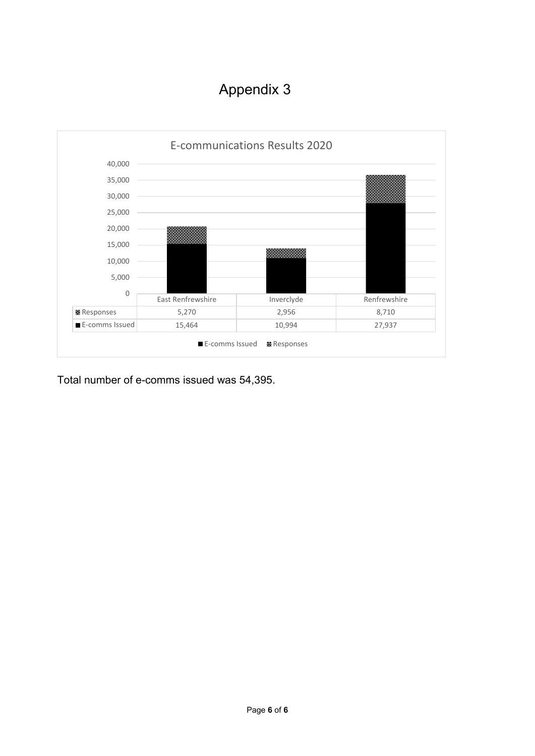# Appendix 3

E-communications Results 2020

40,000
35,000
30,000
25,000
20,000
15,000
10,000
5,000
0

East Renfrewshire
Inverclyde
Renfrewshire

Responses 5,270 2,956 8,710

E-comms Issued 15,464 10,994 27,937

E-comms Issued
Responses

Total number of e-comms issued was 54,395.